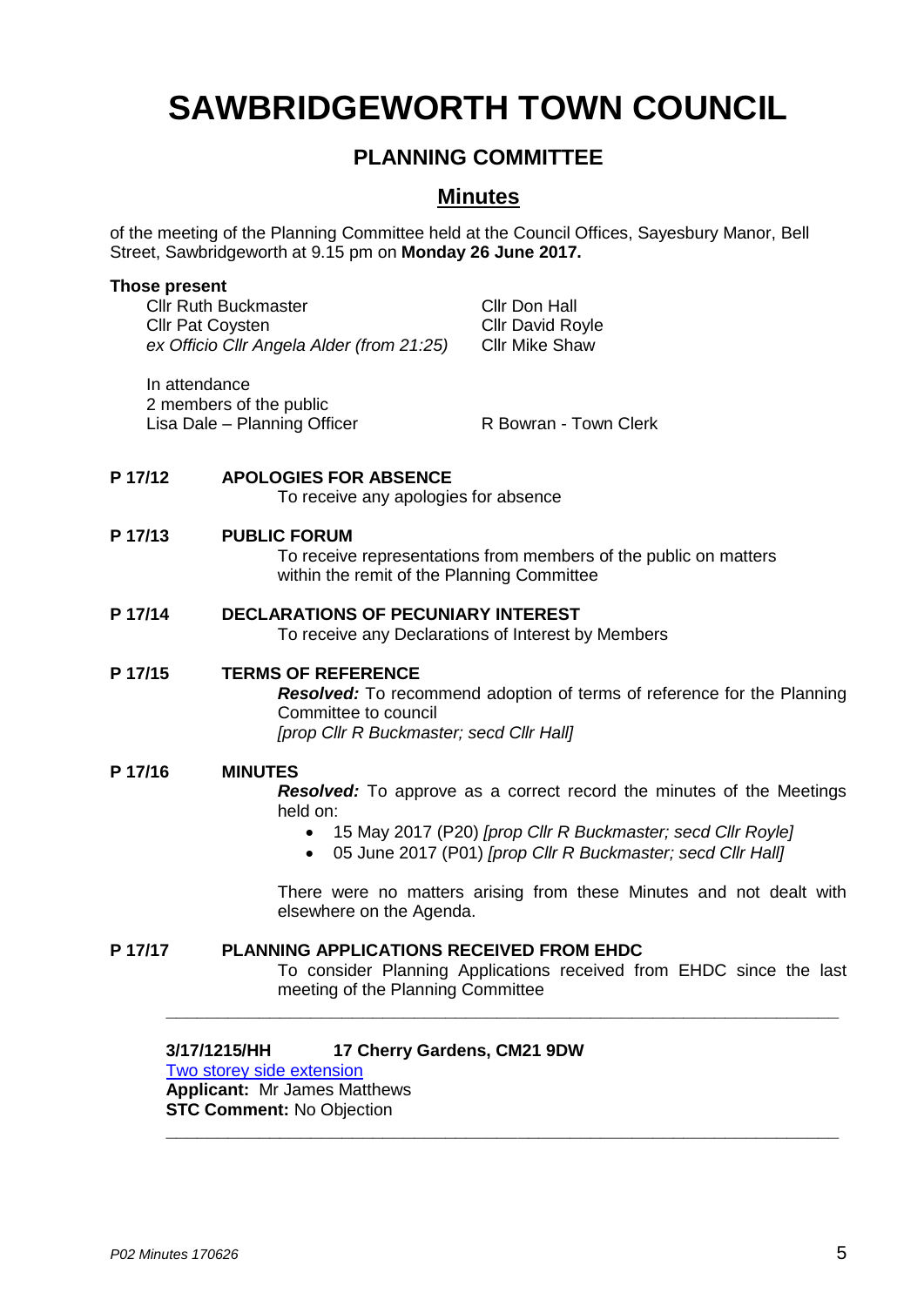# SAWBRIDGEWORTH TOWN COUNCIL

## PLANNING COMMITTEE

## Minutes

of the meeting of the Planning Committee held at the Council Offices, Sayesbury Manor, Bell Street, Sawbridgeworth at 9.15 pm on **Monday 26 June 2017.**

**Those present**

Cllr Ruth Buckmaster
Cllr Pat Coysten
*ex Officio Cllr Angela Alder (from 21:25)*
Cllr Don Hall
Cllr David Royle
Cllr Mike Shaw

In attendance
2 members of the public
Lisa Dale – Planning Officer
R Bowran - Town Clerk

**P 17/12 APOLOGIES FOR ABSENCE**

To receive any apologies for absence

**P 17/13 PUBLIC FORUM**

To receive representations from members of the public on matters within the remit of the Planning Committee

**P 17/14 DECLARATIONS OF PECUNIARY INTEREST**

To receive any Declarations of Interest by Members

**P 17/15 TERMS OF REFERENCE**

***Resolved:*** To recommend adoption of terms of reference for the Planning Committee to council
*[prop Cllr R Buckmaster; secd Cllr Hall]*

**P 17/16 MINUTES**

***Resolved:*** To approve as a correct record the minutes of the Meetings held on:

- 15 May 2017 (P20) *[prop Cllr R Buckmaster; secd Cllr Royle]*
- 05 June 2017 (P01) *[prop Cllr R Buckmaster; secd Cllr Hall]*

There were no matters arising from these Minutes and not dealt with elsewhere on the Agenda.

**P 17/17 PLANNING APPLICATIONS RECEIVED FROM EHDC**

To consider Planning Applications received from EHDC since the last meeting of the Planning Committee

---

**3/17/1215/HH 17 Cherry Gardens, CM21 9DW**
Two storey side extension
**Applicant:** Mr James Matthews
**STC Comment:** No Objection

---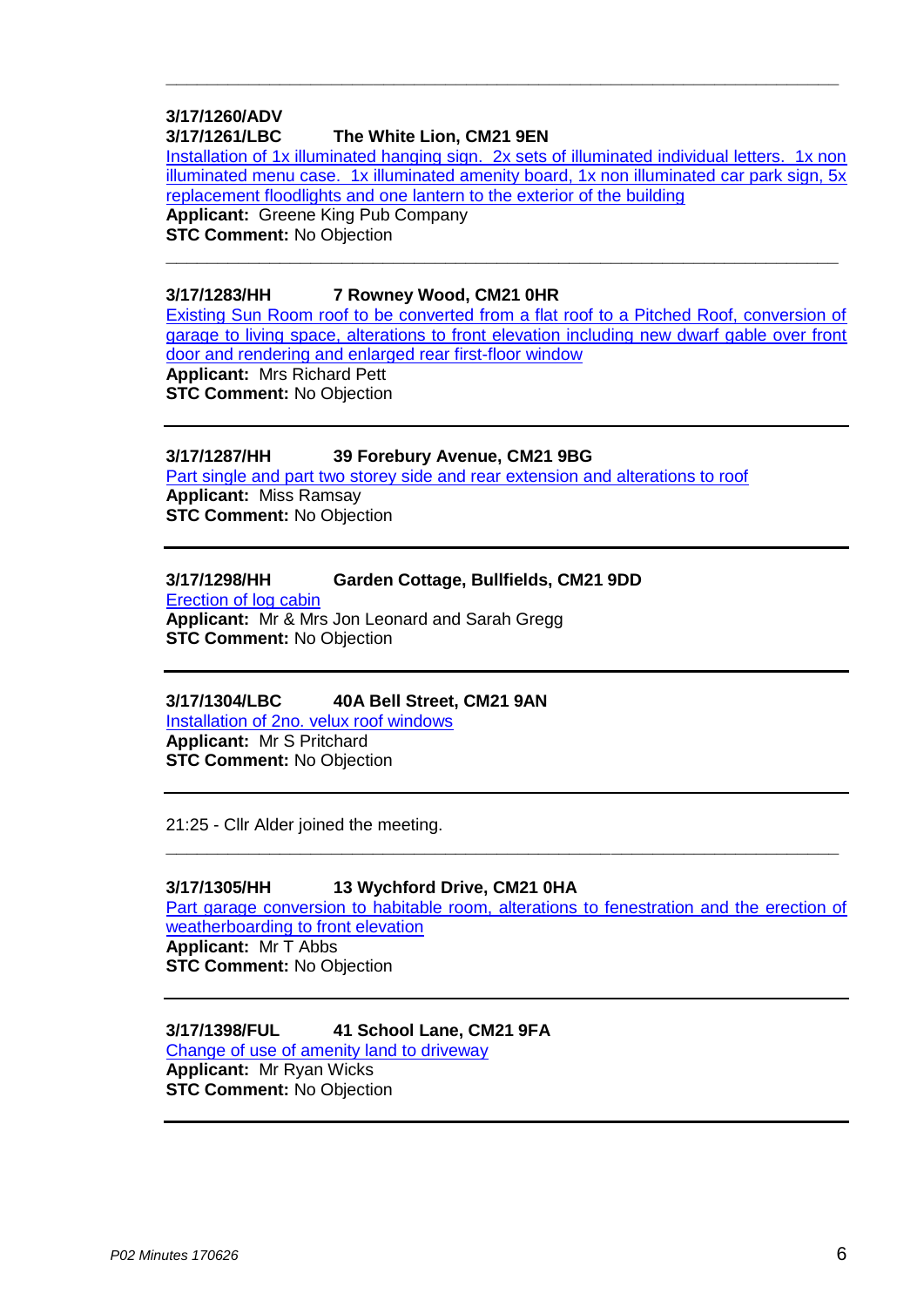---

**3/17/1260/ADV**
**3/17/1261/LBC The White Lion, CM21 9EN**
Installation of 1x illuminated hanging sign. 2x sets of illuminated individual letters. 1x non illuminated menu case. 1x illuminated amenity board, 1x non illuminated car park sign, 5x replacement floodlights and one lantern to the exterior of the building
**Applicant:** Greene King Pub Company
**STC Comment:** No Objection

---

**3/17/1283/HH 7 Rowney Wood, CM21 0HR**
Existing Sun Room roof to be converted from a flat roof to a Pitched Roof, conversion of garage to living space, alterations to front elevation including new dwarf gable over front door and rendering and enlarged rear first-floor window
**Applicant:** Mrs Richard Pett
**STC Comment:** No Objection

---

**3/17/1287/HH 39 Forebury Avenue, CM21 9BG**
Part single and part two storey side and rear extension and alterations to roof
**Applicant:** Miss Ramsay
**STC Comment:** No Objection

---

**3/17/1298/HH Garden Cottage, Bullfields, CM21 9DD**
Erection of log cabin
**Applicant:** Mr & Mrs Jon Leonard and Sarah Gregg
**STC Comment:** No Objection

---

**3/17/1304/LBC 40A Bell Street, CM21 9AN**
Installation of 2no. velux roof windows
**Applicant:** Mr S Pritchard
**STC Comment:** No Objection

---

21:25 - Cllr Alder joined the meeting.

---

**3/17/1305/HH 13 Wychford Drive, CM21 0HA**
Part garage conversion to habitable room, alterations to fenestration and the erection of weatherboarding to front elevation
**Applicant:** Mr T Abbs
**STC Comment:** No Objection

---

**3/17/1398/FUL 41 School Lane, CM21 9FA**
Change of use of amenity land to driveway
**Applicant:** Mr Ryan Wicks
**STC Comment:** No Objection

---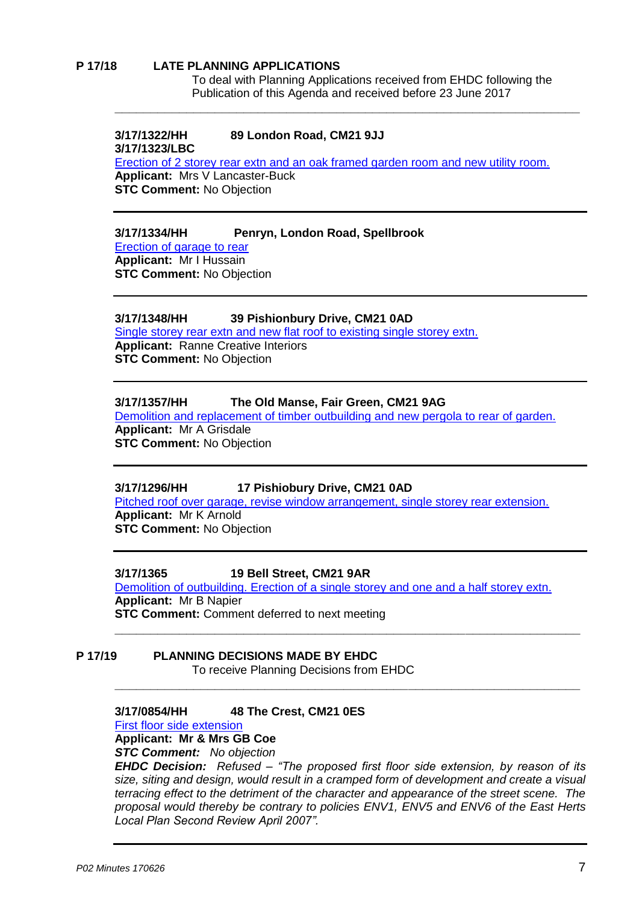**P 17/18 LATE PLANNING APPLICATIONS**

To deal with Planning Applications received from EHDC following the Publication of this Agenda and received before 23 June 2017

---

**3/17/1322/HH 89 London Road, CM21 9JJ**
**3/17/1323/LBC**
Erection of 2 storey rear extn and an oak framed garden room and new utility room.
**Applicant:** Mrs V Lancaster-Buck
**STC Comment:** No Objection

---

**3/17/1334/HH Penryn, London Road, Spellbrook**
Erection of garage to rear
**Applicant:** Mr I Hussain
**STC Comment:** No Objection

---

**3/17/1348/HH 39 Pishionbury Drive, CM21 0AD**
Single storey rear extn and new flat roof to existing single storey extn.
**Applicant:** Ranne Creative Interiors
**STC Comment:** No Objection

---

**3/17/1357/HH The Old Manse, Fair Green, CM21 9AG**
Demolition and replacement of timber outbuilding and new pergola to rear of garden.
**Applicant:** Mr A Grisdale
**STC Comment:** No Objection

---

**3/17/1296/HH 17 Pishiobury Drive, CM21 0AD**
Pitched roof over garage, revise window arrangement, single storey rear extension.
**Applicant:** Mr K Arnold
**STC Comment:** No Objection

---

**3/17/1365 19 Bell Street, CM21 9AR**
Demolition of outbuilding. Erection of a single storey and one and a half storey extn.
**Applicant:** Mr B Napier
**STC Comment:** Comment deferred to next meeting

---

**P 17/19 PLANNING DECISIONS MADE BY EHDC**

To receive Planning Decisions from EHDC

---

**3/17/0854/HH 48 The Crest, CM21 0ES**
First floor side extension
**Applicant: Mr & Mrs GB Coe**
***STC Comment:*** *No objection*
***EHDC Decision:*** *Refused – "The proposed first floor side extension, by reason of its size, siting and design, would result in a cramped form of development and create a visual terracing effect to the detriment of the character and appearance of the street scene. The proposal would thereby be contrary to policies ENV1, ENV5 and ENV6 of the East Herts Local Plan Second Review April 2007".*

---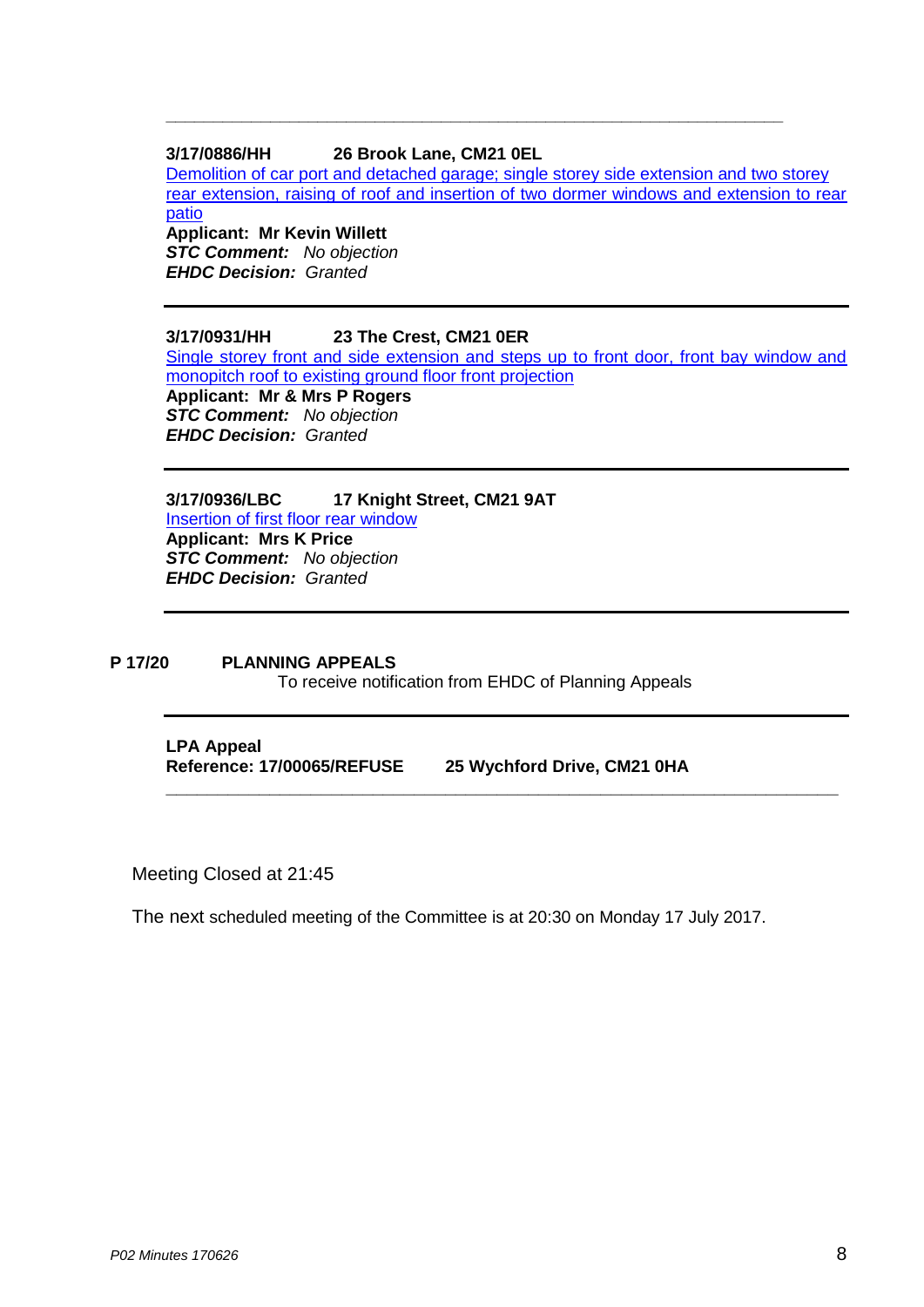---

**3/17/0886/HH 26 Brook Lane, CM21 0EL**

Demolition of car port and detached garage; single storey side extension and two storey rear extension, raising of roof and insertion of two dormer windows and extension to rear patio

**Applicant: Mr Kevin Willett**

***STC Comment:*** *No objection*

***EHDC Decision:*** *Granted*

---

**3/17/0931/HH 23 The Crest, CM21 0ER**

Single storey front and side extension and steps up to front door, front bay window and monopitch roof to existing ground floor front projection

**Applicant: Mr & Mrs P Rogers**

***STC Comment:*** *No objection*

***EHDC Decision:*** *Granted*

---

**3/17/0936/LBC 17 Knight Street, CM21 9AT**

Insertion of first floor rear window

**Applicant: Mrs K Price**

***STC Comment:*** *No objection*

***EHDC Decision:*** *Granted*

---

**P 17/20 PLANNING APPEALS**

To receive notification from EHDC of Planning Appeals

---

**LPA Appeal**

**Reference: 17/00065/REFUSE 25 Wychford Drive, CM21 0HA**

---

Meeting Closed at 21:45

The next scheduled meeting of the Committee is at 20:30 on Monday 17 July 2017.